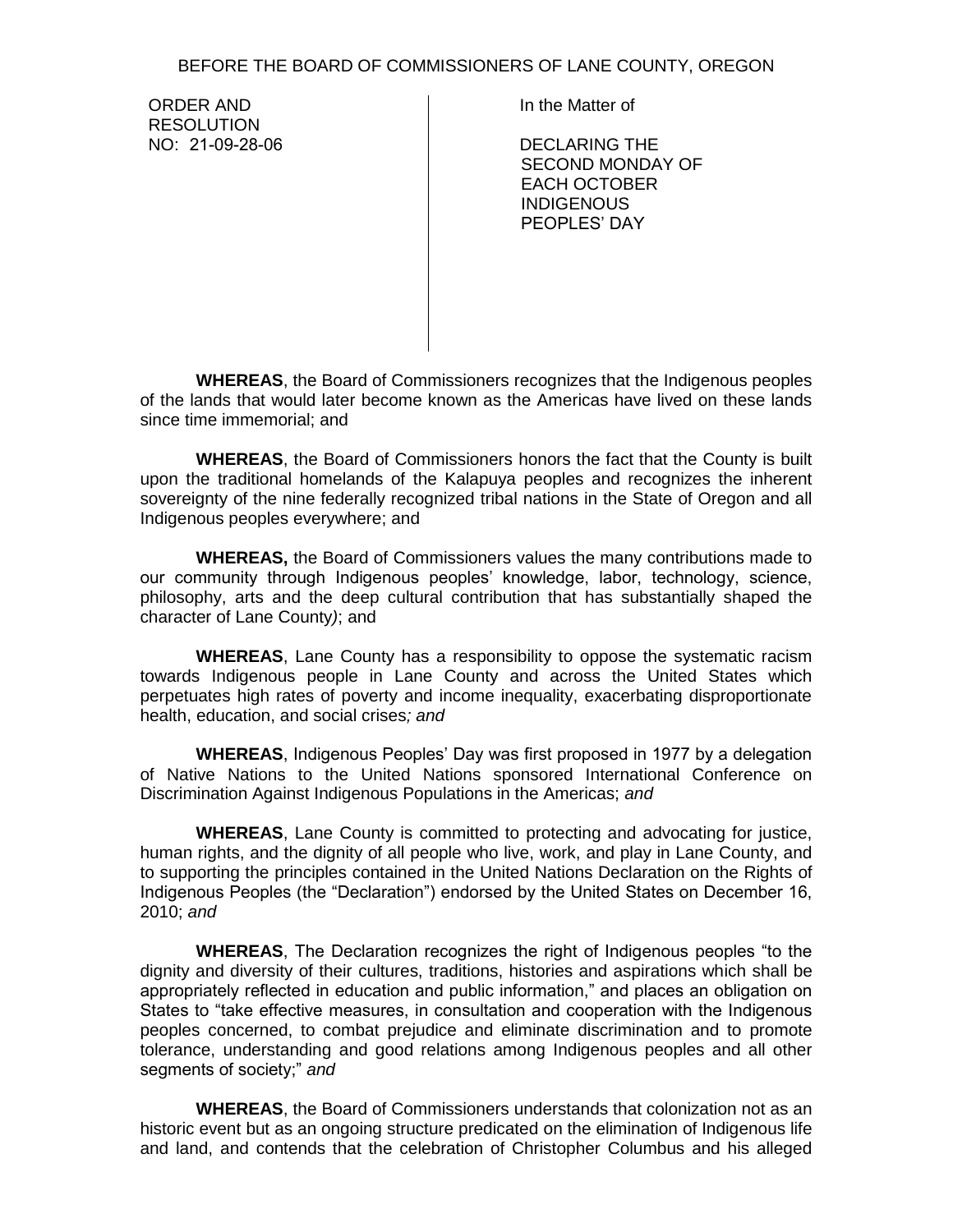BEFORE THE BOARD OF COMMISSIONERS OF LANE COUNTY, OREGON

| ORDER AND RESOLUTION NO: 21-09-28-06 | In the Matter of DECLARING THE SECOND MONDAY OF EACH OCTOBER INDIGENOUS PEOPLES' DAY |
|---|---|

**WHEREAS**, the Board of Commissioners recognizes that the Indigenous peoples of the lands that would later become known as the Americas have lived on these lands since time immemorial; and

**WHEREAS**, the Board of Commissioners honors the fact that the County is built upon the traditional homelands of the Kalapuya peoples and recognizes the inherent sovereignty of the nine federally recognized tribal nations in the State of Oregon and all Indigenous peoples everywhere; and

**WHEREAS,** the Board of Commissioners values the many contributions made to our community through Indigenous peoples' knowledge, labor, technology, science, philosophy, arts and the deep cultural contribution that has substantially shaped the character of Lane County*)*; and

**WHEREAS**, Lane County has a responsibility to oppose the systematic racism towards Indigenous people in Lane County and across the United States which perpetuates high rates of poverty and income inequality, exacerbating disproportionate health, education, and social crises*; and*

**WHEREAS**, Indigenous Peoples' Day was first proposed in 1977 by a delegation of Native Nations to the United Nations sponsored International Conference on Discrimination Against Indigenous Populations in the Americas; *and*

**WHEREAS**, Lane County is committed to protecting and advocating for justice, human rights, and the dignity of all people who live, work, and play in Lane County, and to supporting the principles contained in the United Nations Declaration on the Rights of Indigenous Peoples (the "Declaration") endorsed by the United States on December 16, 2010; *and*

**WHEREAS**, The Declaration recognizes the right of Indigenous peoples "to the dignity and diversity of their cultures, traditions, histories and aspirations which shall be appropriately reflected in education and public information," and places an obligation on States to "take effective measures, in consultation and cooperation with the Indigenous peoples concerned, to combat prejudice and eliminate discrimination and to promote tolerance, understanding and good relations among Indigenous peoples and all other segments of society;" *and*

**WHEREAS**, the Board of Commissioners understands that colonization not as an historic event but as an ongoing structure predicated on the elimination of Indigenous life and land, and contends that the celebration of Christopher Columbus and his alleged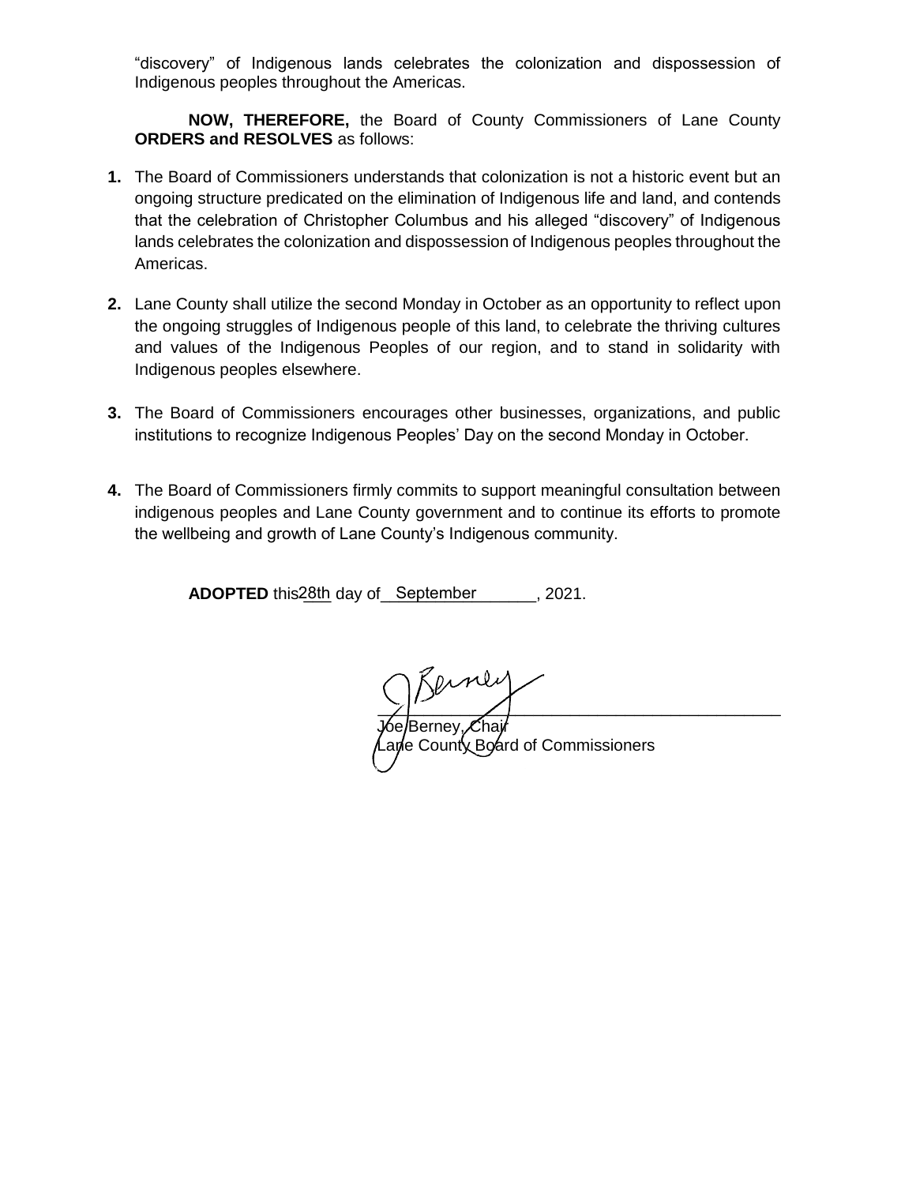"discovery" of Indigenous lands celebrates the colonization and dispossession of Indigenous peoples throughout the Americas.

**NOW, THEREFORE,** the Board of County Commissioners of Lane County **ORDERS and RESOLVES** as follows:

1. The Board of Commissioners understands that colonization is not a historic event but an ongoing structure predicated on the elimination of Indigenous life and land, and contends that the celebration of Christopher Columbus and his alleged "discovery" of Indigenous lands celebrates the colonization and dispossession of Indigenous peoples throughout the Americas.

2. Lane County shall utilize the second Monday in October as an opportunity to reflect upon the ongoing struggles of Indigenous people of this land, to celebrate the thriving cultures and values of the Indigenous Peoples of our region, and to stand in solidarity with Indigenous peoples elsewhere.

3. The Board of Commissioners encourages other businesses, organizations, and public institutions to recognize Indigenous Peoples' Day on the second Monday in October.

4. The Board of Commissioners firmly commits to support meaningful consultation between indigenous peoples and Lane County government and to continue its efforts to promote the wellbeing and growth of Lane County's Indigenous community.

**ADOPTED** this 28th day of September, 2021.

Joe Berney, Chair
Lane County Board of Commissioners